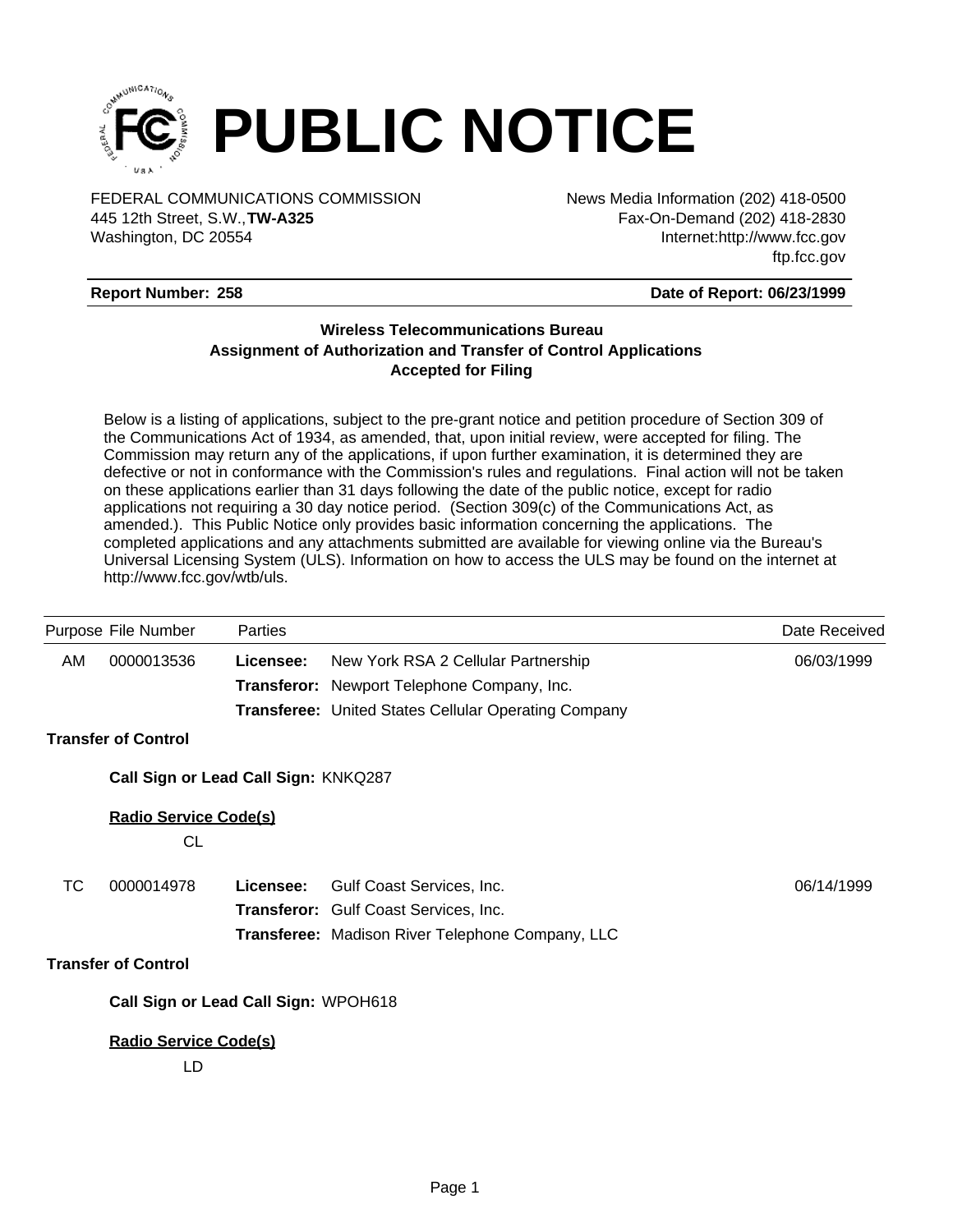# PUBLIC NOTICE

FEDERAL COMMUNICATIONS COMMISSION
445 12th Street, S.W.,**TW-A325**
Washington, DC 20554

News Media Information (202) 418-0500
Fax-On-Demand (202) 418-2830
Internet:http://www.fcc.gov
ftp.fcc.gov

**Report Number: 258** | **Date of Report: 06/23/1999**

### Wireless Telecommunications Bureau
### Assignment of Authorization and Transfer of Control Applications
### Accepted for Filing

Below is a listing of applications, subject to the pre-grant notice and petition procedure of Section 309 of the Communications Act of 1934, as amended, that, upon initial review, were accepted for filing. The Commission may return any of the applications, if upon further examination, it is determined they are defective or not in conformance with the Commission's rules and regulations. Final action will not be taken on these applications earlier than 31 days following the date of the public notice, except for radio applications not requiring a 30 day notice period. (Section 309(c) of the Communications Act, as amended.). This Public Notice only provides basic information concerning the applications. The completed applications and any attachments submitted are available for viewing online via the Bureau's Universal Licensing System (ULS). Information on how to access the ULS may be found on the internet at http://www.fcc.gov/wtb/uls.

| Purpose | File Number | Parties | | Date Received |
|---|---|---|---|---|
| AM | 0000013536 | **Licensee:** | New York RSA 2 Cellular Partnership | 06/03/1999 |
| | | **Transferor:** | Newport Telephone Company, Inc. | |
| | | **Transferee:** | United States Cellular Operating Company | |

**Transfer of Control**

**Call Sign or Lead Call Sign:** KNKQ287

**Radio Service Code(s)**

CL

| Purpose | File Number | Parties | | Date Received |
|---|---|---|---|---|
| TC | 0000014978 | **Licensee:** | Gulf Coast Services, Inc. | 06/14/1999 |
| | | **Transferor:** | Gulf Coast Services, Inc. | |
| | | **Transferee:** | Madison River Telephone Company, LLC | |

**Transfer of Control**

**Call Sign or Lead Call Sign:** WPOH618

**Radio Service Code(s)**

LD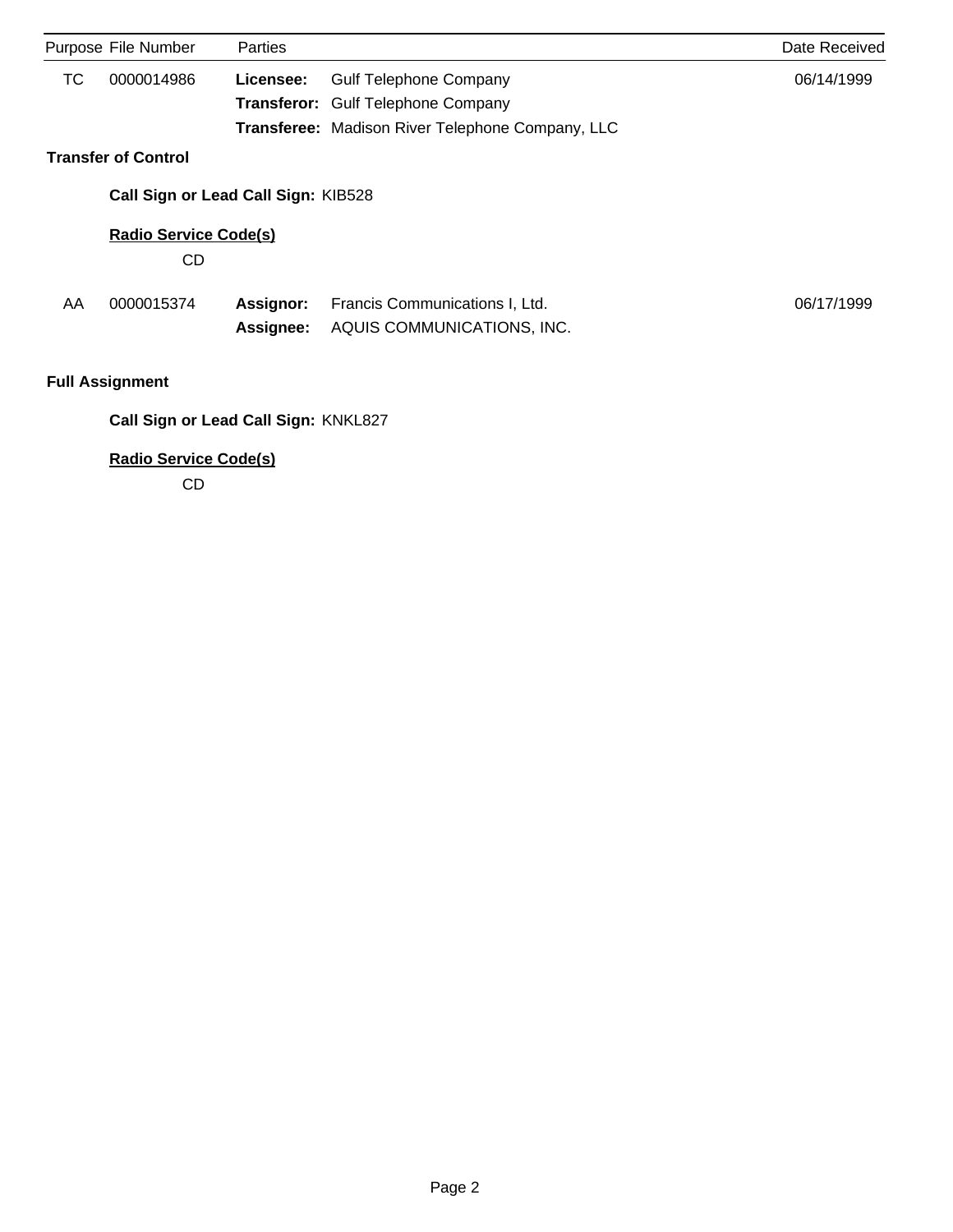| Purpose | File Number | Parties | | Date Received |
|---|---|---|---|---|
| TC | 0000014986 | **Licensee:** | Gulf Telephone Company | 06/14/1999 |
| | | **Transferor:** | Gulf Telephone Company | |
| | | **Transferee:** | Madison River Telephone Company, LLC | |

**Transfer of Control**

**Call Sign or Lead Call Sign:** KIB528

**Radio Service Code(s)**

CD

| Purpose | File Number | Parties | | Date Received |
|---|---|---|---|---|
| AA | 0000015374 | **Assignor:** | Francis Communications I, Ltd. | 06/17/1999 |
| | | **Assignee:** | AQUIS COMMUNICATIONS, INC. | |

**Full Assignment**

**Call Sign or Lead Call Sign:** KNKL827

**Radio Service Code(s)**

CD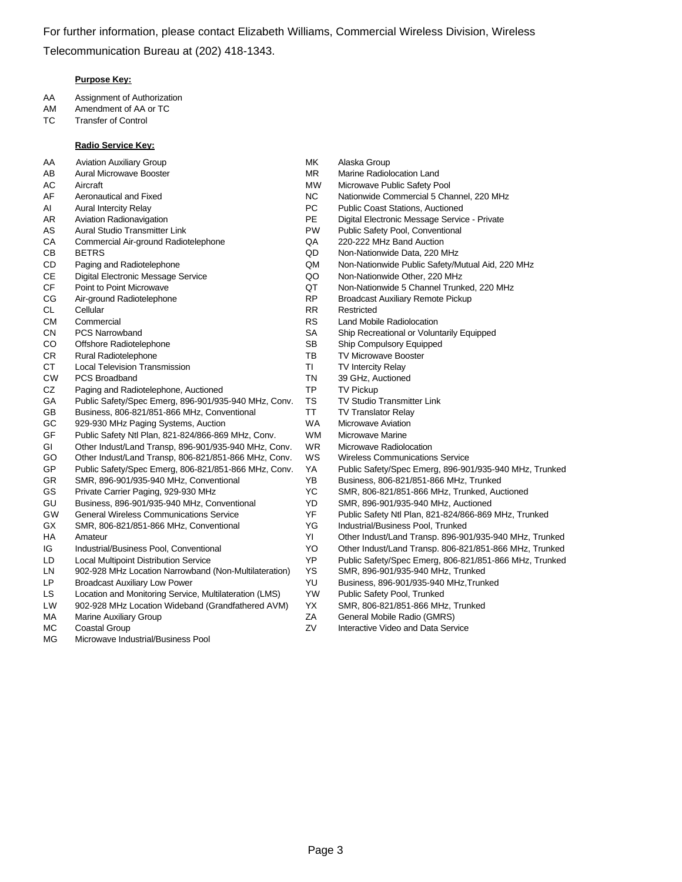For further information, please contact Elizabeth Williams, Commercial Wireless Division, Wireless Telecommunication Bureau at (202) 418-1343.

**Purpose Key:**

| | |
|---|---|
| AA | Assignment of Authorization |
| AM | Amendment of AA or TC |
| TC | Transfer of Control |

**Radio Service Key:**

| | |
|---|---|
| AA | Aviation Auxiliary Group |
| AB | Aural Microwave Booster |
| AC | Aircraft |
| AF | Aeronautical and Fixed |
| AI | Aural Intercity Relay |
| AR | Aviation Radionavigation |
| AS | Aural Studio Transmitter Link |
| CA | Commercial Air-ground Radiotelephone |
| CB | BETRS |
| CD | Paging and Radiotelephone |
| CE | Digital Electronic Message Service |
| CF | Point to Point Microwave |
| CG | Air-ground Radiotelephone |
| CL | Cellular |
| CM | Commercial |
| CN | PCS Narrowband |
| CO | Offshore Radiotelephone |
| CR | Rural Radiotelephone |
| CT | Local Television Transmission |
| CW | PCS Broadband |
| CZ | Paging and Radiotelephone, Auctioned |
| GA | Public Safety/Spec Emerg, 896-901/935-940 MHz, Conv. |
| GB | Business, 806-821/851-866 MHz, Conventional |
| GC | 929-930 MHz Paging Systems, Auction |
| GF | Public Safety Ntl Plan, 821-824/866-869 MHz, Conv. |
| GI | Other Indust/Land Transp, 896-901/935-940 MHz, Conv. |
| GO | Other Indust/Land Transp, 806-821/851-866 MHz, Conv. |
| GP | Public Safety/Spec Emerg, 806-821/851-866 MHz, Conv. |
| GR | SMR, 896-901/935-940 MHz, Conventional |
| GS | Private Carrier Paging, 929-930 MHz |
| GU | Business, 896-901/935-940 MHz, Conventional |
| GW | General Wireless Communications Service |
| GX | SMR, 806-821/851-866 MHz, Conventional |
| HA | Amateur |
| IG | Industrial/Business Pool, Conventional |
| LD | Local Multipoint Distribution Service |
| LN | 902-928 MHz Location Narrowband (Non-Multilateration) |
| LP | Broadcast Auxiliary Low Power |
| LS | Location and Monitoring Service, Multilateration (LMS) |
| LW | 902-928 MHz Location Wideband (Grandfathered AVM) |
| MA | Marine Auxiliary Group |
| MC | Coastal Group |
| MG | Microwave Industrial/Business Pool |
| MK | Alaska Group |
| MR | Marine Radiolocation Land |
| MW | Microwave Public Safety Pool |
| NC | Nationwide Commercial 5 Channel, 220 MHz |
| PC | Public Coast Stations, Auctioned |
| PE | Digital Electronic Message Service - Private |
| PW | Public Safety Pool, Conventional |
| QA | 220-222 MHz Band Auction |
| QD | Non-Nationwide Data, 220 MHz |
| QM | Non-Nationwide Public Safety/Mutual Aid, 220 MHz |
| QO | Non-Nationwide Other, 220 MHz |
| QT | Non-Nationwide 5 Channel Trunked, 220 MHz |
| RP | Broadcast Auxiliary Remote Pickup |
| RR | Restricted |
| RS | Land Mobile Radiolocation |
| SA | Ship Recreational or Voluntarily Equipped |
| SB | Ship Compulsory Equipped |
| TB | TV Microwave Booster |
| TI | TV Intercity Relay |
| TN | 39 GHz, Auctioned |
| TP | TV Pickup |
| TS | TV Studio Transmitter Link |
| TT | TV Translator Relay |
| WA | Microwave Aviation |
| WM | Microwave Marine |
| WR | Microwave Radiolocation |
| WS | Wireless Communications Service |
| YA | Public Safety/Spec Emerg, 896-901/935-940 MHz, Trunked |
| YB | Business, 806-821/851-866 MHz, Trunked |
| YC | SMR, 806-821/851-866 MHz, Trunked, Auctioned |
| YD | SMR, 896-901/935-940 MHz, Auctioned |
| YF | Public Safety Ntl Plan, 821-824/866-869 MHz, Trunked |
| YG | Industrial/Business Pool, Trunked |
| YI | Other Indust/Land Transp. 896-901/935-940 MHz, Trunked |
| YO | Other Indust/Land Transp. 806-821/851-866 MHz, Trunked |
| YP | Public Safety/Spec Emerg, 806-821/851-866 MHz, Trunked |
| YS | SMR, 896-901/935-940 MHz, Trunked |
| YU | Business, 896-901/935-940 MHz,Trunked |
| YW | Public Safety Pool, Trunked |
| YX | SMR, 806-821/851-866 MHz, Trunked |
| ZA | General Mobile Radio (GMRS) |
| ZV | Interactive Video and Data Service |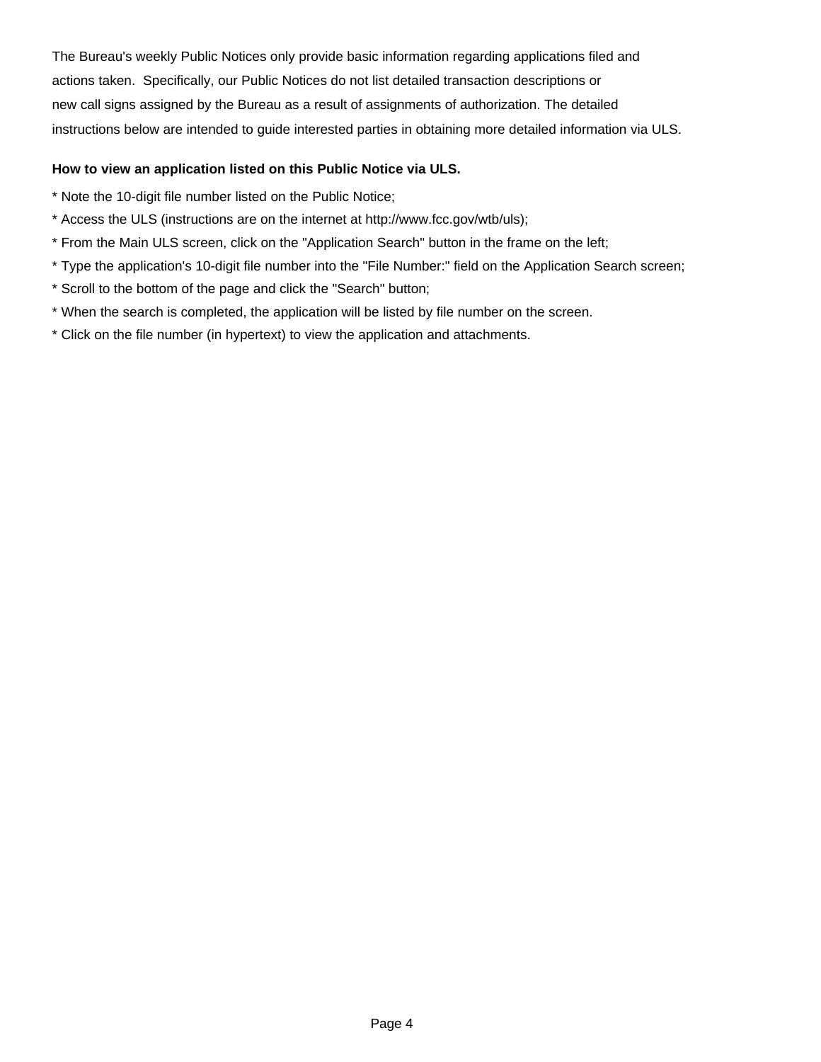The Bureau's weekly Public Notices only provide basic information regarding applications filed and actions taken. Specifically, our Public Notices do not list detailed transaction descriptions or new call signs assigned by the Bureau as a result of assignments of authorization. The detailed instructions below are intended to guide interested parties in obtaining more detailed information via ULS.

**How to view an application listed on this Public Notice via ULS.**

* Note the 10-digit file number listed on the Public Notice;
* Access the ULS (instructions are on the internet at http://www.fcc.gov/wtb/uls);
* From the Main ULS screen, click on the "Application Search" button in the frame on the left;
* Type the application's 10-digit file number into the "File Number:" field on the Application Search screen;
* Scroll to the bottom of the page and click the "Search" button;
* When the search is completed, the application will be listed by file number on the screen.
* Click on the file number (in hypertext) to view the application and attachments.